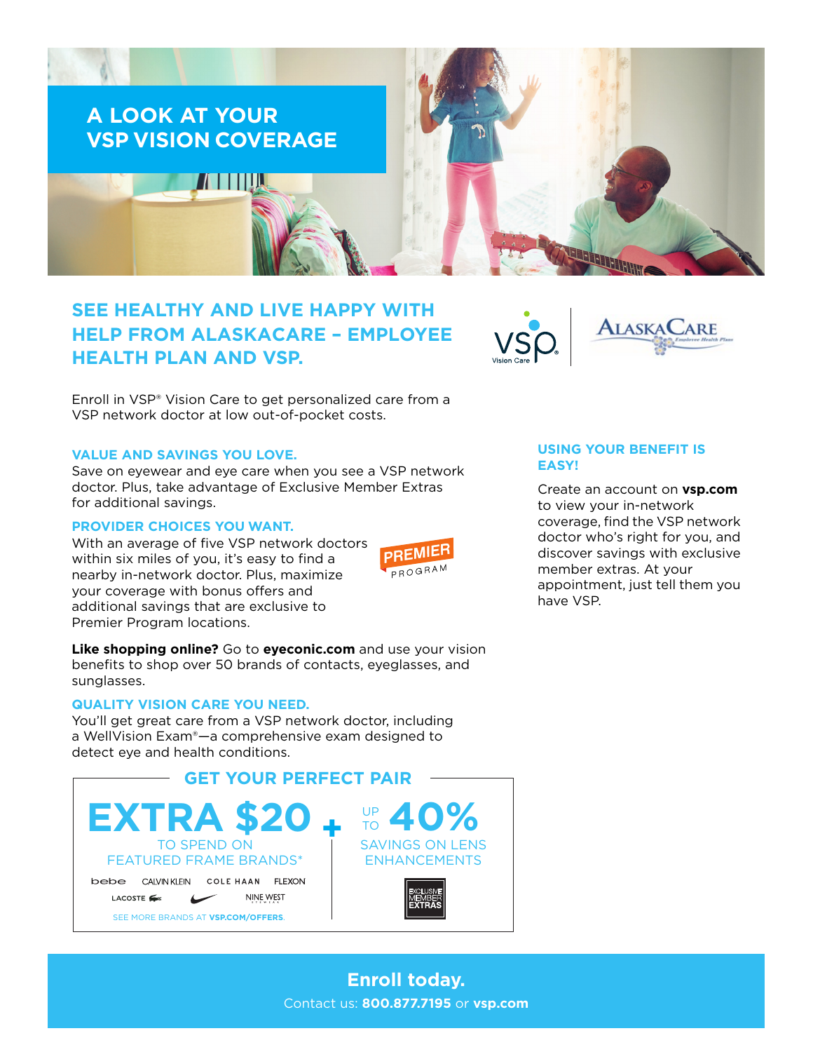# A LOOK AT YOUR VSP VISION COVERAGE

## SEE HEALTHY AND LIVE HAPPY WITH HELP FROM ALASKACARE – EMPLOYEE HEALTH PLAN AND VSP.

VSP Vision Care | AlaskaCare Employee Health Plans

Enroll in VSP® Vision Care to get personalized care from a VSP network doctor at low out-of-pocket costs.

### VALUE AND SAVINGS YOU LOVE.

Save on eyewear and eye care when you see a VSP network doctor. Plus, take advantage of Exclusive Member Extras for additional savings.

### PROVIDER CHOICES YOU WANT.

With an average of five VSP network doctors within six miles of you, it's easy to find a nearby in-network doctor. Plus, maximize your coverage with bonus offers and additional savings that are exclusive to Premier Program locations.

PREMIER PROGRAM

**Like shopping online?** Go to **eyeconic.com** and use your vision benefits to shop over 50 brands of contacts, eyeglasses, and sunglasses.

### QUALITY VISION CARE YOU NEED.

You'll get great care from a VSP network doctor, including a WellVision Exam®—a comprehensive exam designed to detect eye and health conditions.

### GET YOUR PERFECT PAIR

**EXTRA $20** TO SPEND ON FEATURED FRAME BRANDS*

bebe, CALVIN KLEIN, COLE HAAN, FLEXON, LACOSTE, Nike, NINE WEST

SEE MORE BRANDS AT **VSP.COM/OFFERS**.

\+

UP TO **40%** SAVINGS ON LENS ENHANCEMENTS

EXCLUSIVE MEMBER EXTRAS

### USING YOUR BENEFIT IS EASY!

Create an account on **vsp.com** to view your in-network coverage, find the VSP network doctor who's right for you, and discover savings with exclusive member extras. At your appointment, just tell them you have VSP.

**Enroll today.**

Contact us: **800.877.7195** or **vsp.com**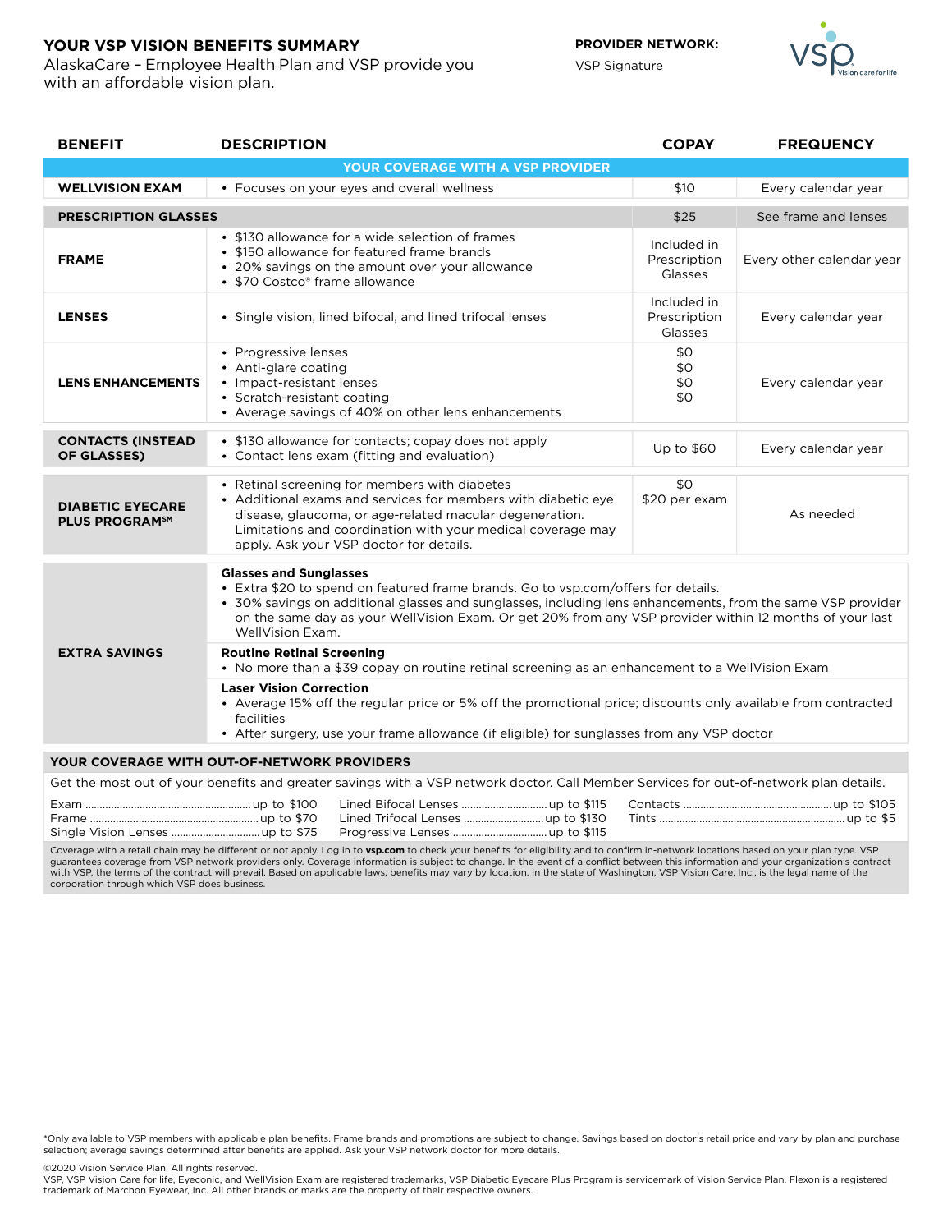## YOUR VSP VISION BENEFITS SUMMARY

AlaskaCare – Employee Health Plan and VSP provide you with an affordable vision plan.

**PROVIDER NETWORK:**
VSP Signature

| BENEFIT | DESCRIPTION | COPAY | FREQUENCY |
|---|---|---|---|
| **YOUR COVERAGE WITH A VSP PROVIDER** | | | |
| **WELLVISION EXAM** | • Focuses on your eyes and overall wellness | $10 | Every calendar year |
| **PRESCRIPTION GLASSES** | | $25 | See frame and lenses |
| **FRAME** | • $130 allowance for a wide selection of frames<br>• $150 allowance for featured frame brands<br>• 20% savings on the amount over your allowance<br>• $70 Costco® frame allowance | Included in Prescription Glasses | Every other calendar year |
| **LENSES** | • Single vision, lined bifocal, and lined trifocal lenses | Included in Prescription Glasses | Every calendar year |
| **LENS ENHANCEMENTS** | • Progressive lenses<br>• Anti-glare coating<br>• Impact-resistant lenses<br>• Scratch-resistant coating<br>• Average savings of 40% on other lens enhancements | $0<br>$0<br>$0<br>$0 | Every calendar year |
| **CONTACTS (INSTEAD OF GLASSES)** | • $130 allowance for contacts; copay does not apply<br>• Contact lens exam (fitting and evaluation) | Up to $60 | Every calendar year |
| **DIABETIC EYECARE PLUS PROGRAM℠** | • Retinal screening for members with diabetes<br>• Additional exams and services for members with diabetic eye disease, glaucoma, or age-related macular degeneration. Limitations and coordination with your medical coverage may apply. Ask your VSP doctor for details. | $0<br>$20 per exam | As needed |
| **EXTRA SAVINGS** | **Glasses and Sunglasses**<br>• Extra $20 to spend on featured frame brands. Go to vsp.com/offers for details.<br>• 30% savings on additional glasses and sunglasses, including lens enhancements, from the same VSP provider on the same day as your WellVision Exam. Or get 20% from any VSP provider within 12 months of your last WellVision Exam.<br><br>**Routine Retinal Screening**<br>• No more than a $39 copay on routine retinal screening as an enhancement to a WellVision Exam<br><br>**Laser Vision Correction**<br>• Average 15% off the regular price or 5% off the promotional price; discounts only available from contracted facilities<br>• After surgery, use your frame allowance (if eligible) for sunglasses from any VSP doctor | | |

### YOUR COVERAGE WITH OUT-OF-NETWORK PROVIDERS

Get the most out of your benefits and greater savings with a VSP network doctor. Call Member Services for out-of-network plan details.

| | | |
|---|---|---|
| Exam ........ up to $100 | Lined Bifocal Lenses ........ up to $115 | Contacts ........ up to $105 |
| Frame ........ up to $70 | Lined Trifocal Lenses ........ up to $130 | Tints ........ up to $5 |
| Single Vision Lenses ........ up to $75 | Progressive Lenses ........ up to $115 | |

Coverage with a retail chain may be different or not apply. Log in to **vsp.com** to check your benefits for eligibility and to confirm in-network locations based on your plan type. VSP guarantees coverage from VSP network providers only. Coverage information is subject to change. In the event of a conflict between this information and your organization's contract with VSP, the terms of the contract will prevail. Based on applicable laws, benefits may vary by location. In the state of Washington, VSP Vision Care, Inc., is the legal name of the corporation through which VSP does business.

*Only available to VSP members with applicable plan benefits. Frame brands and promotions are subject to change. Savings based on doctor's retail price and vary by plan and purchase selection; average savings determined after benefits are applied. Ask your VSP network doctor for more details.

©2020 Vision Service Plan. All rights reserved.
VSP, VSP Vision Care for life, Eyeconic, and WellVision Exam are registered trademarks, VSP Diabetic Eyecare Plus Program is servicemark of Vision Service Plan. Flexon is a registered trademark of Marchon Eyewear, Inc. All other brands or marks are the property of their respective owners.